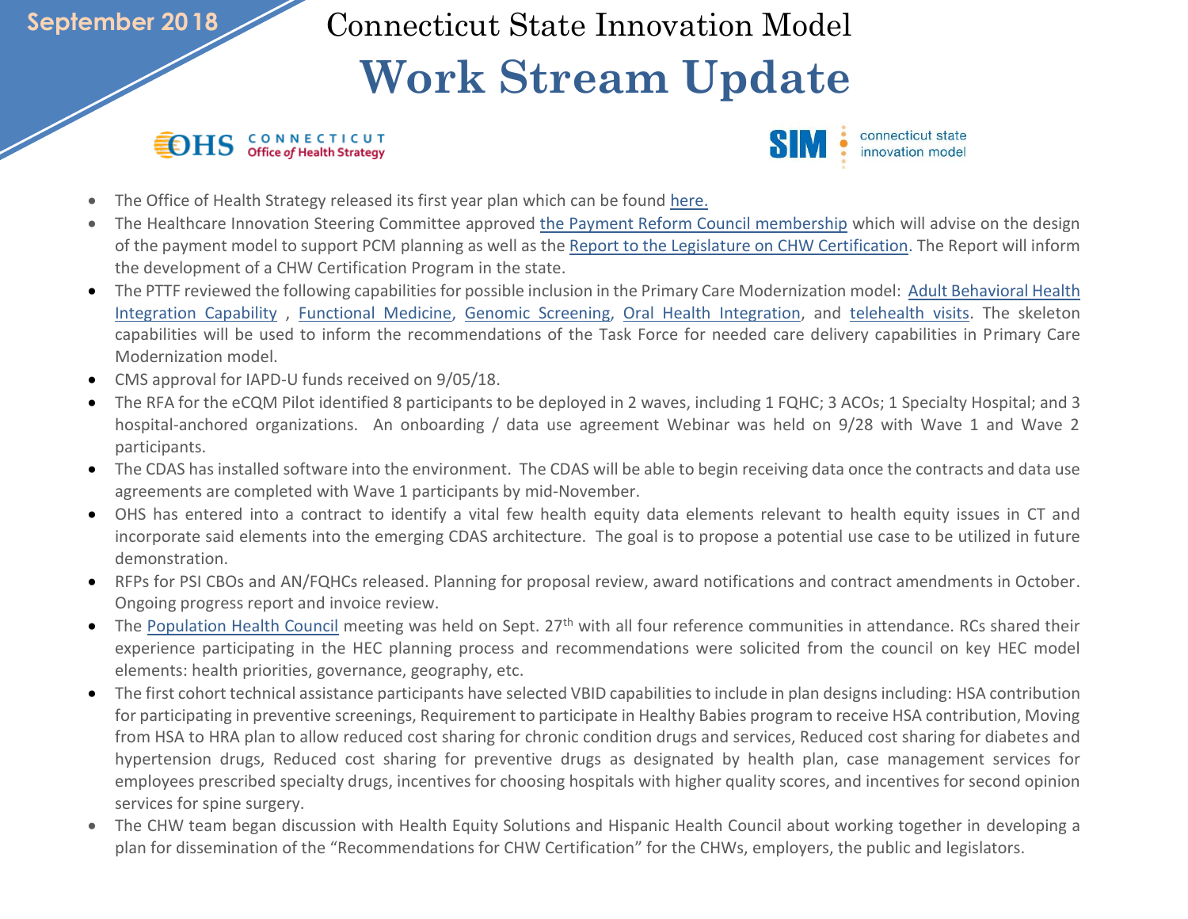September 2018

# Connecticut State Innovation Model

# Work Stream Update

OHS CONNECTICUT Office of Health Strategy

SIM connecticut state innovation model

- The Office of Health Strategy released its first year plan which can be found here.
- The Healthcare Innovation Steering Committee approved the Payment Reform Council membership which will advise on the design of the payment model to support PCM planning as well as the Report to the Legislature on CHW Certification. The Report will inform the development of a CHW Certification Program in the state.
- The PTTF reviewed the following capabilities for possible inclusion in the Primary Care Modernization model: Adult Behavioral Health Integration Capability , Functional Medicine, Genomic Screening, Oral Health Integration, and telehealth visits. The skeleton capabilities will be used to inform the recommendations of the Task Force for needed care delivery capabilities in Primary Care Modernization model.
- CMS approval for IAPD-U funds received on 9/05/18.
- The RFA for the eCQM Pilot identified 8 participants to be deployed in 2 waves, including 1 FQHC; 3 ACOs; 1 Specialty Hospital; and 3 hospital-anchored organizations. An onboarding / data use agreement Webinar was held on 9/28 with Wave 1 and Wave 2 participants.
- The CDAS has installed software into the environment. The CDAS will be able to begin receiving data once the contracts and data use agreements are completed with Wave 1 participants by mid-November.
- OHS has entered into a contract to identify a vital few health equity data elements relevant to health equity issues in CT and incorporate said elements into the emerging CDAS architecture. The goal is to propose a potential use case to be utilized in future demonstration.
- RFPs for PSI CBOs and AN/FQHCs released. Planning for proposal review, award notifications and contract amendments in October. Ongoing progress report and invoice review.
- The Population Health Council meeting was held on Sept. 27th with all four reference communities in attendance. RCs shared their experience participating in the HEC planning process and recommendations were solicited from the council on key HEC model elements: health priorities, governance, geography, etc.
- The first cohort technical assistance participants have selected VBID capabilities to include in plan designs including: HSA contribution for participating in preventive screenings, Requirement to participate in Healthy Babies program to receive HSA contribution, Moving from HSA to HRA plan to allow reduced cost sharing for chronic condition drugs and services, Reduced cost sharing for diabetes and hypertension drugs, Reduced cost sharing for preventive drugs as designated by health plan, case management services for employees prescribed specialty drugs, incentives for choosing hospitals with higher quality scores, and incentives for second opinion services for spine surgery.
- The CHW team began discussion with Health Equity Solutions and Hispanic Health Council about working together in developing a plan for dissemination of the "Recommendations for CHW Certification" for the CHWs, employers, the public and legislators.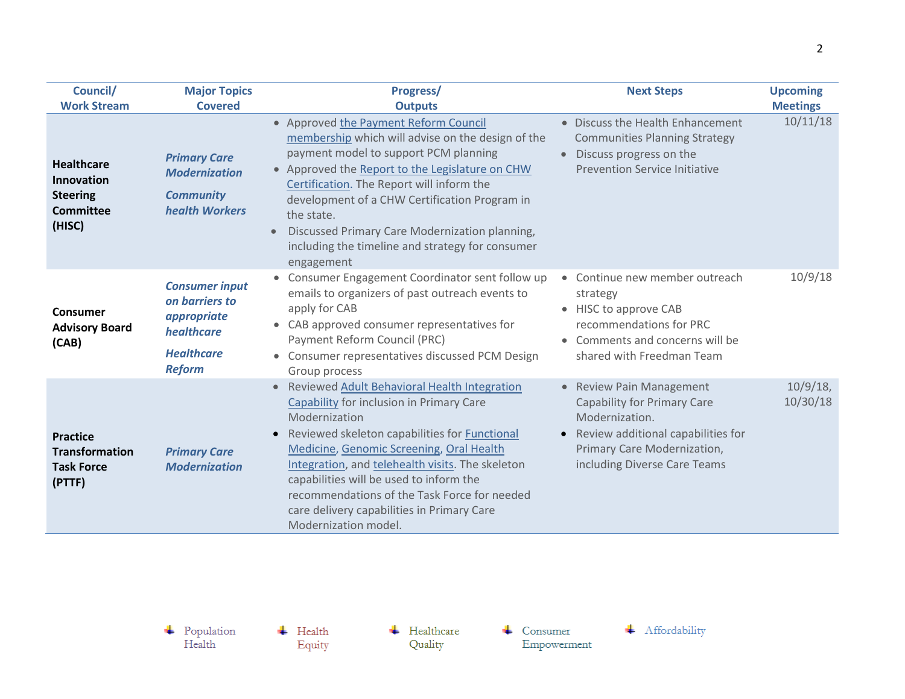| Council/ Work Stream | Major Topics Covered | Progress/ Outputs | Next Steps | Upcoming Meetings |
|---|---|---|---|---|
| **Healthcare Innovation Steering Committee (HISC)** | ***Primary Care Modernization*** <br> ***Community health Workers*** | • Approved the Payment Reform Council membership which will advise on the design of the payment model to support PCM planning <br> • Approved the Report to the Legislature on CHW Certification. The Report will inform the development of a CHW Certification Program in the state. <br> • Discussed Primary Care Modernization planning, including the timeline and strategy for consumer engagement | • Discuss the Health Enhancement Communities Planning Strategy <br> • Discuss progress on the Prevention Service Initiative | 10/11/18 |
| **Consumer Advisory Board (CAB)** | ***Consumer input on barriers to appropriate healthcare*** <br> ***Healthcare Reform*** | • Consumer Engagement Coordinator sent follow up emails to organizers of past outreach events to apply for CAB <br> • CAB approved consumer representatives for Payment Reform Council (PRC) <br> • Consumer representatives discussed PCM Design Group process | • Continue new member outreach strategy <br> • HISC to approve CAB recommendations for PRC <br> • Comments and concerns will be shared with Freedman Team | 10/9/18 |
| **Practice Transformation Task Force (PTTF)** | ***Primary Care Modernization*** | • Reviewed Adult Behavioral Health Integration Capability for inclusion in Primary Care Modernization <br> • Reviewed skeleton capabilities for Functional Medicine, Genomic Screening, Oral Health Integration, and telehealth visits. The skeleton capabilities will be used to inform the recommendations of the Task Force for needed care delivery capabilities in Primary Care Modernization model. | • Review Pain Management Capability for Primary Care Modernization. <br> • Review additional capabilities for Primary Care Modernization, including Diverse Care Teams | 10/9/18, 10/30/18 |

Population Health | Health Equity | Healthcare Quality | Consumer Empowerment | Affordability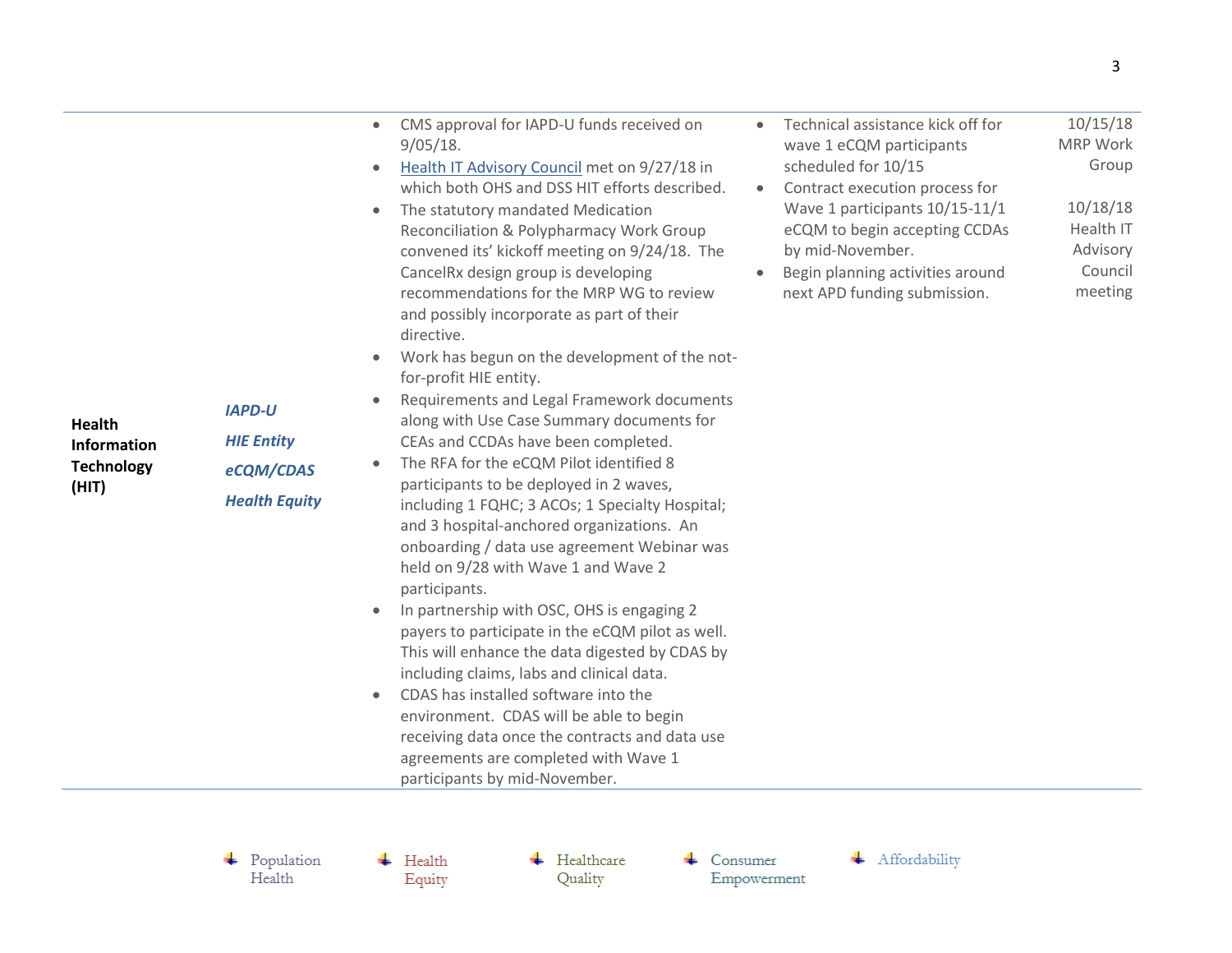| | | | | |
|---|---|---|---|---|
| **Health Information Technology (HIT)** | ***IAPD-U*** ***HIE Entity*** ***eCQM/CDAS*** ***Health Equity*** | • CMS approval for IAPD-U funds received on 9/05/18.<br>• Health IT Advisory Council met on 9/27/18 in which both OHS and DSS HIT efforts described.<br>• The statutory mandated Medication Reconciliation & Polypharmacy Work Group convened its' kickoff meeting on 9/24/18. The CancelRx design group is developing recommendations for the MRP WG to review and possibly incorporate as part of their directive.<br>• Work has begun on the development of the not-for-profit HIE entity.<br>• Requirements and Legal Framework documents along with Use Case Summary documents for CEAs and CCDAs have been completed.<br>• The RFA for the eCQM Pilot identified 8 participants to be deployed in 2 waves, including 1 FQHC; 3 ACOs; 1 Specialty Hospital; and 3 hospital-anchored organizations. An onboarding / data use agreement Webinar was held on 9/28 with Wave 1 and Wave 2 participants.<br>• In partnership with OSC, OHS is engaging 2 payers to participate in the eCQM pilot as well. This will enhance the data digested by CDAS by including claims, labs and clinical data.<br>• CDAS has installed software into the environment. CDAS will be able to begin receiving data once the contracts and data use agreements are completed with Wave 1 participants by mid-November. | • Technical assistance kick off for wave 1 eCQM participants scheduled for 10/15<br>• Contract execution process for Wave 1 participants 10/15-11/1 eCQM to begin accepting CCDAs by mid-November.<br>• Begin planning activities around next APD funding submission. | 10/15/18 MRP Work Group<br><br>10/18/18 Health IT Advisory Council meeting |

Population Health · Health Equity · Healthcare Quality · Consumer Empowerment · Affordability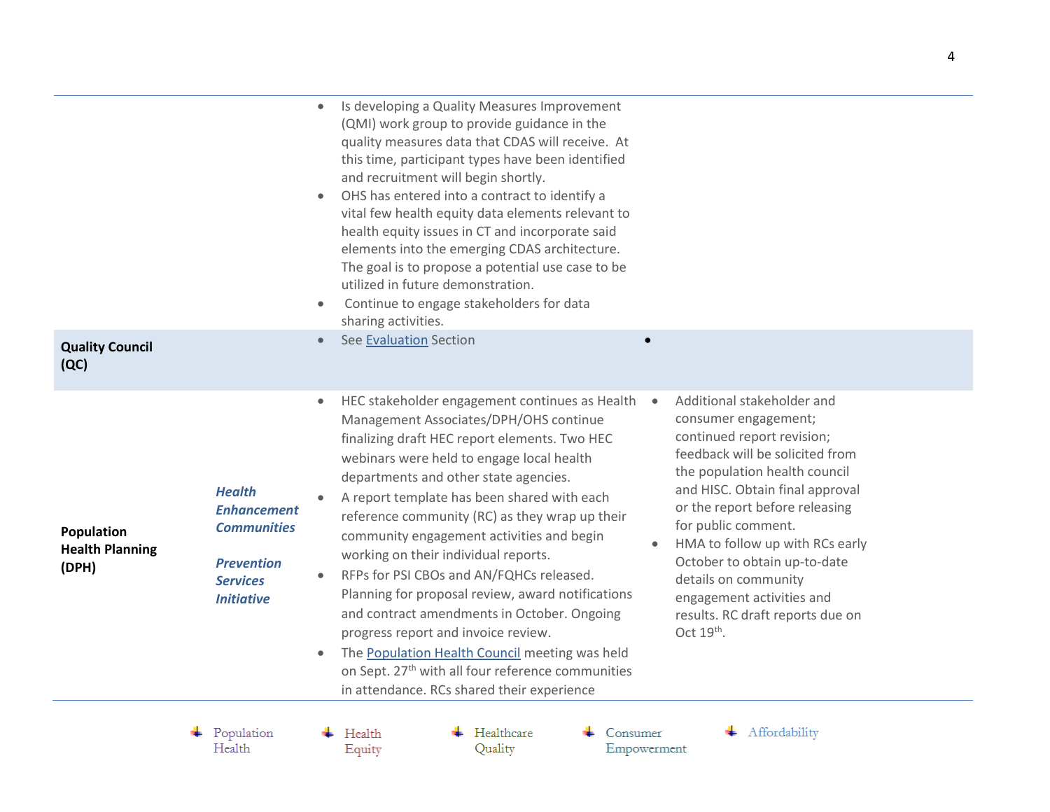| | | | |
|---|---|---|---|
| | | • Is developing a Quality Measures Improvement (QMI) work group to provide guidance in the quality measures data that CDAS will receive. At this time, participant types have been identified and recruitment will begin shortly.<br>• OHS has entered into a contract to identify a vital few health equity data elements relevant to health equity issues in CT and incorporate said elements into the emerging CDAS architecture. The goal is to propose a potential use case to be utilized in future demonstration.<br>• Continue to engage stakeholders for data sharing activities. | |
| **Quality Council (QC)** | | • See Evaluation Section | • |
| **Population Health Planning (DPH)** | ***Health Enhancement Communities***<br><br>***Prevention Services Initiative*** | • HEC stakeholder engagement continues as Health Management Associates/DPH/OHS continue finalizing draft HEC report elements. Two HEC webinars were held to engage local health departments and other state agencies.<br>• A report template has been shared with each reference community (RC) as they wrap up their community engagement activities and begin working on their individual reports.<br>• RFPs for PSI CBOs and AN/FQHCs released. Planning for proposal review, award notifications and contract amendments in October. Ongoing progress report and invoice review.<br>• The Population Health Council meeting was held on Sept. 27th with all four reference communities in attendance. RCs shared their experience | • Additional stakeholder and consumer engagement; continued report revision; feedback will be solicited from the population health council and HISC. Obtain final approval or the report before releasing for public comment.<br>• HMA to follow up with RCs early October to obtain up-to-date details on community engagement activities and results. RC draft reports due on Oct 19th. |

Population Health · Health Equity · Healthcare Quality · Consumer Empowerment · Affordability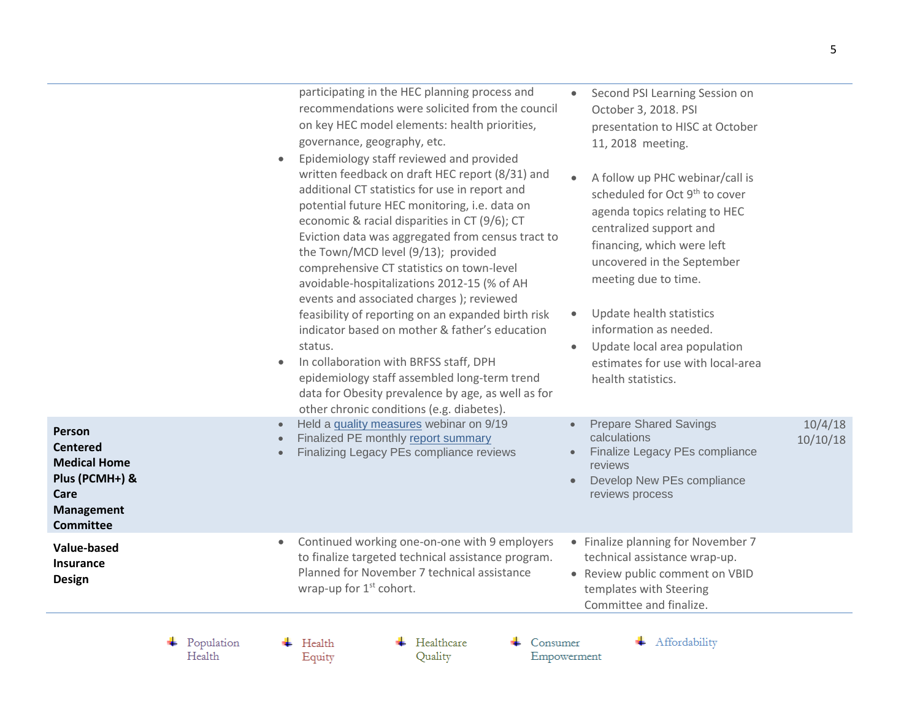| | | | |
|---|---|---|---|
| | participating in the HEC planning process and recommendations were solicited from the council on key HEC model elements: health priorities, governance, geography, etc.<br>• Epidemiology staff reviewed and provided written feedback on draft HEC report (8/31) and additional CT statistics for use in report and potential future HEC monitoring, i.e. data on economic & racial disparities in CT (9/6); CT Eviction data was aggregated from census tract to the Town/MCD level (9/13); provided comprehensive CT statistics on town-level avoidable-hospitalizations 2012-15 (% of AH events and associated charges ); reviewed feasibility of reporting on an expanded birth risk indicator based on mother & father's education status.<br>• In collaboration with BRFSS staff, DPH epidemiology staff assembled long-term trend data for Obesity prevalence by age, as well as for other chronic conditions (e.g. diabetes). | • Second PSI Learning Session on October 3, 2018. PSI presentation to HISC at October 11, 2018 meeting.<br>• A follow up PHC webinar/call is scheduled for Oct 9th to cover agenda topics relating to HEC centralized support and financing, which were left uncovered in the September meeting due to time.<br>• Update health statistics information as needed.<br>• Update local area population estimates for use with local-area health statistics. | |
| **Person Centered Medical Home Plus (PCMH+) & Care Management Committee** | • Held a quality measures webinar on 9/19<br>• Finalized PE monthly report summary<br>• Finalizing Legacy PEs compliance reviews | • Prepare Shared Savings calculations<br>• Finalize Legacy PEs compliance reviews<br>• Develop New PEs compliance reviews process | 10/4/18<br>10/10/18 |
| **Value-based Insurance Design** | • Continued working one-on-one with 9 employers to finalize targeted technical assistance program. Planned for November 7 technical assistance wrap-up for 1st cohort. | • Finalize planning for November 7 technical assistance wrap-up.<br>• Review public comment on VBID templates with Steering Committee and finalize. | |

Population Health | Health Equity | Healthcare Quality | Consumer Empowerment | Affordability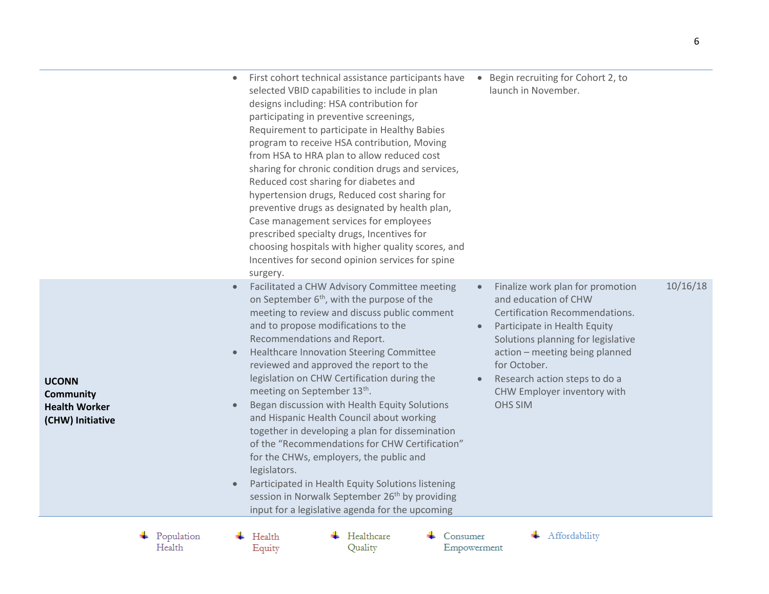| | | | |
|---|---|---|---|
| | • First cohort technical assistance participants have selected VBID capabilities to include in plan designs including: HSA contribution for participating in preventive screenings, Requirement to participate in Healthy Babies program to receive HSA contribution, Moving from HSA to HRA plan to allow reduced cost sharing for chronic condition drugs and services, Reduced cost sharing for diabetes and hypertension drugs, Reduced cost sharing for preventive drugs as designated by health plan, Case management services for employees prescribed specialty drugs, Incentives for choosing hospitals with higher quality scores, and Incentives for second opinion services for spine surgery. | • Begin recruiting for Cohort 2, to launch in November. | |
| **UCONN Community Health Worker (CHW) Initiative** | • Facilitated a CHW Advisory Committee meeting on September 6th, with the purpose of the meeting to review and discuss public comment and to propose modifications to the Recommendations and Report.<br>• Healthcare Innovation Steering Committee reviewed and approved the report to the legislation on CHW Certification during the meeting on September 13th.<br>• Began discussion with Health Equity Solutions and Hispanic Health Council about working together in developing a plan for dissemination of the "Recommendations for CHW Certification" for the CHWs, employers, the public and legislators.<br>• Participated in Health Equity Solutions listening session in Norwalk September 26th by providing input for a legislative agenda for the upcoming | • Finalize work plan for promotion and education of CHW Certification Recommendations.<br>• Participate in Health Equity Solutions planning for legislative action – meeting being planned for October.<br>• Research action steps to do a CHW Employer inventory with OHS SIM | 10/16/18 |

Population Health | Health Equity | Healthcare Quality | Consumer Empowerment | Affordability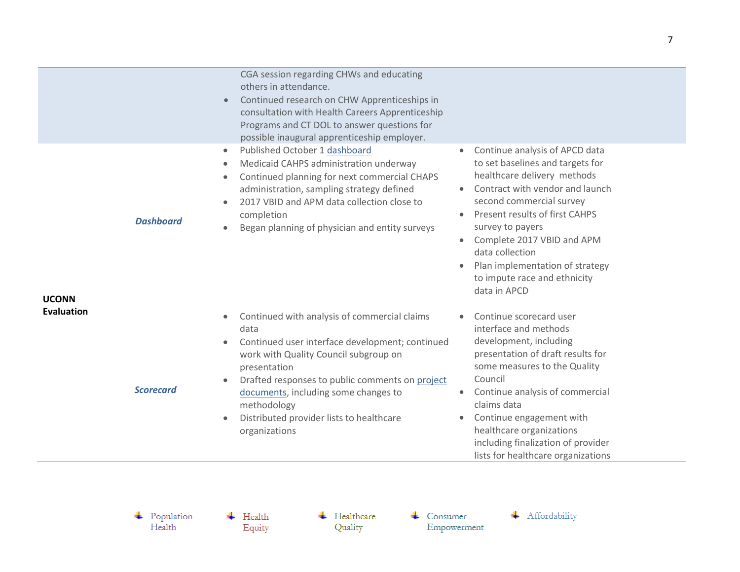| | | | |
|---|---|---|---|
| | | CGA session regarding CHWs and educating others in attendance.<br>• Continued research on CHW Apprenticeships in consultation with Health Careers Apprenticeship Programs and CT DOL to answer questions for possible inaugural apprenticeship employer. | |
| **UCONN Evaluation** | ***Dashboard*** | • Published October 1 dashboard<br>• Medicaid CAHPS administration underway<br>• Continued planning for next commercial CHAPS administration, sampling strategy defined<br>• 2017 VBID and APM data collection close to completion<br>• Began planning of physician and entity surveys | • Continue analysis of APCD data to set baselines and targets for healthcare delivery methods<br>• Contract with vendor and launch second commercial survey<br>• Present results of first CAHPS survey to payers<br>• Complete 2017 VBID and APM data collection<br>• Plan implementation of strategy to impute race and ethnicity data in APCD |
| | ***Scorecard*** | • Continued with analysis of commercial claims data<br>• Continued user interface development; continued work with Quality Council subgroup on presentation<br>• Drafted responses to public comments on project documents, including some changes to methodology<br>• Distributed provider lists to healthcare organizations | • Continue scorecard user interface and methods development, including presentation of draft results for some measures to the Quality Council<br>• Continue analysis of commercial claims data<br>• Continue engagement with healthcare organizations including finalization of provider lists for healthcare organizations |

Population Health | Health Equity | Healthcare Quality | Consumer Empowerment | Affordability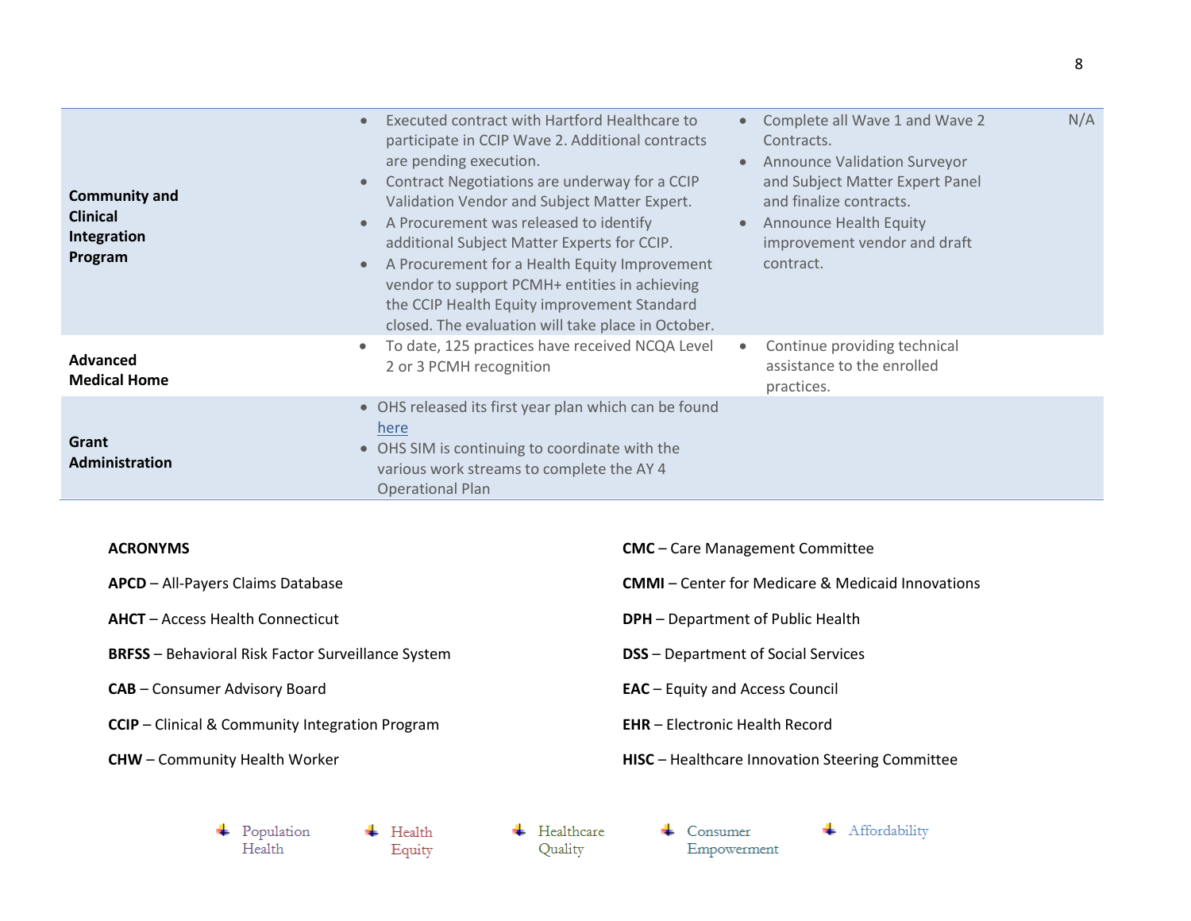| | | | |
|---|---|---|---|
| **Community and Clinical Integration Program** | • Executed contract with Hartford Healthcare to participate in CCIP Wave 2. Additional contracts are pending execution.<br>• Contract Negotiations are underway for a CCIP Validation Vendor and Subject Matter Expert.<br>• A Procurement was released to identify additional Subject Matter Experts for CCIP.<br>• A Procurement for a Health Equity Improvement vendor to support PCMH+ entities in achieving the CCIP Health Equity improvement Standard closed. The evaluation will take place in October. | • Complete all Wave 1 and Wave 2 Contracts.<br>• Announce Validation Surveyor and Subject Matter Expert Panel and finalize contracts.<br>• Announce Health Equity improvement vendor and draft contract. | N/A |
| **Advanced Medical Home** | • To date, 125 practices have received NCQA Level 2 or 3 PCMH recognition | • Continue providing technical assistance to the enrolled practices. | |
| **Grant Administration** | • OHS released its first year plan which can be found [here]<br>• OHS SIM is continuing to coordinate with the various work streams to complete the AY 4 Operational Plan | | |

**ACRONYMS**

**APCD** – All-Payers Claims Database

**AHCT** – Access Health Connecticut

**BRFSS** – Behavioral Risk Factor Surveillance System

**CAB** – Consumer Advisory Board

**CCIP** – Clinical & Community Integration Program

**CHW** – Community Health Worker

**CMC** – Care Management Committee

**CMMI** – Center for Medicare & Medicaid Innovations

**DPH** – Department of Public Health

**DSS** – Department of Social Services

**EAC** – Equity and Access Council

**EHR** – Electronic Health Record

**HISC** – Healthcare Innovation Steering Committee

Population Health | Health Equity | Healthcare Quality | Consumer Empowerment | Affordability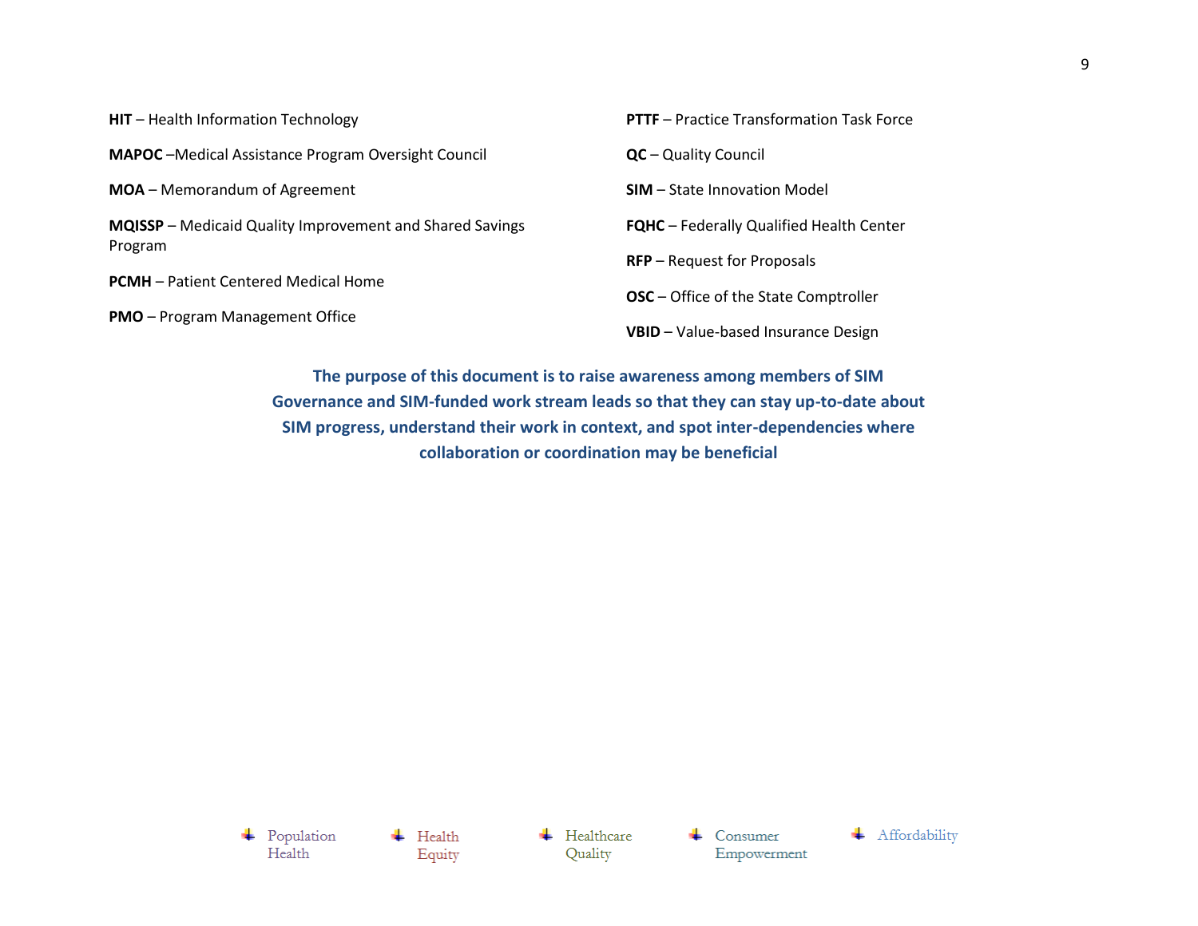**HIT** – Health Information Technology

**MAPOC** –Medical Assistance Program Oversight Council

**MOA** – Memorandum of Agreement

**MQISSP** – Medicaid Quality Improvement and Shared Savings Program

**PCMH** – Patient Centered Medical Home

**PMO** – Program Management Office

**PTTF** – Practice Transformation Task Force

**QC** – Quality Council

**SIM** – State Innovation Model

**FQHC** – Federally Qualified Health Center

**RFP** – Request for Proposals

**OSC** – Office of the State Comptroller

**VBID** – Value-based Insurance Design

**The purpose of this document is to raise awareness among members of SIM Governance and SIM-funded work stream leads so that they can stay up-to-date about SIM progress, understand their work in context, and spot inter-dependencies where collaboration or coordination may be beneficial**

- Population Health
- Health Equity
- Healthcare Quality
- Consumer Empowerment
- Affordability